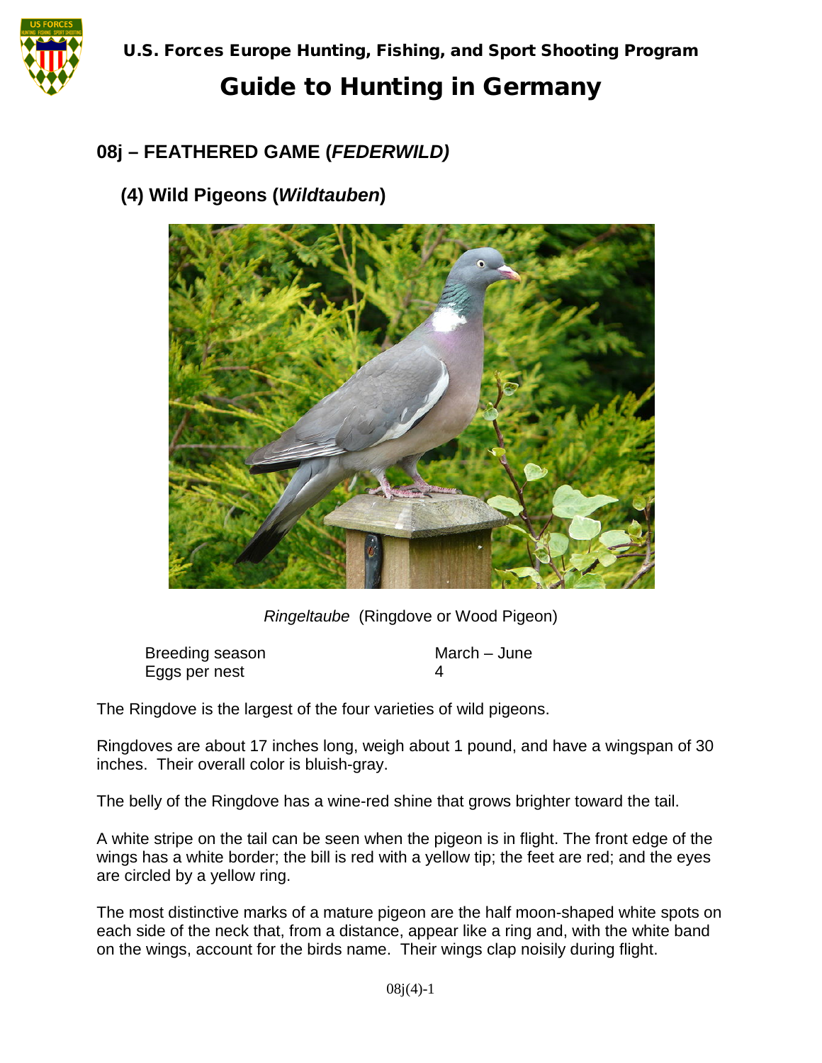# Guide to Hunting in Germany

## 08j – FEATHERED GAME (*FEDERWILD)*

### (4) Wild Pigeons (*Wildtauben*)

*Ringeltaube* (Ringdove or Wood Pigeon)

| Breeding season | March – June |
| --- | --- |
| Eggs per nest | 4 |

The Ringdove is the largest of the four varieties of wild pigeons.

Ringdoves are about 17 inches long, weigh about 1 pound, and have a wingspan of 30 inches. Their overall color is bluish-gray.

The belly of the Ringdove has a wine-red shine that grows brighter toward the tail.

A white stripe on the tail can be seen when the pigeon is in flight. The front edge of the wings has a white border; the bill is red with a yellow tip; the feet are red; and the eyes are circled by a yellow ring.

The most distinctive marks of a mature pigeon are the half moon-shaped white spots on each side of the neck that, from a distance, appear like a ring and, with the white band on the wings, account for the birds name. Their wings clap noisily during flight.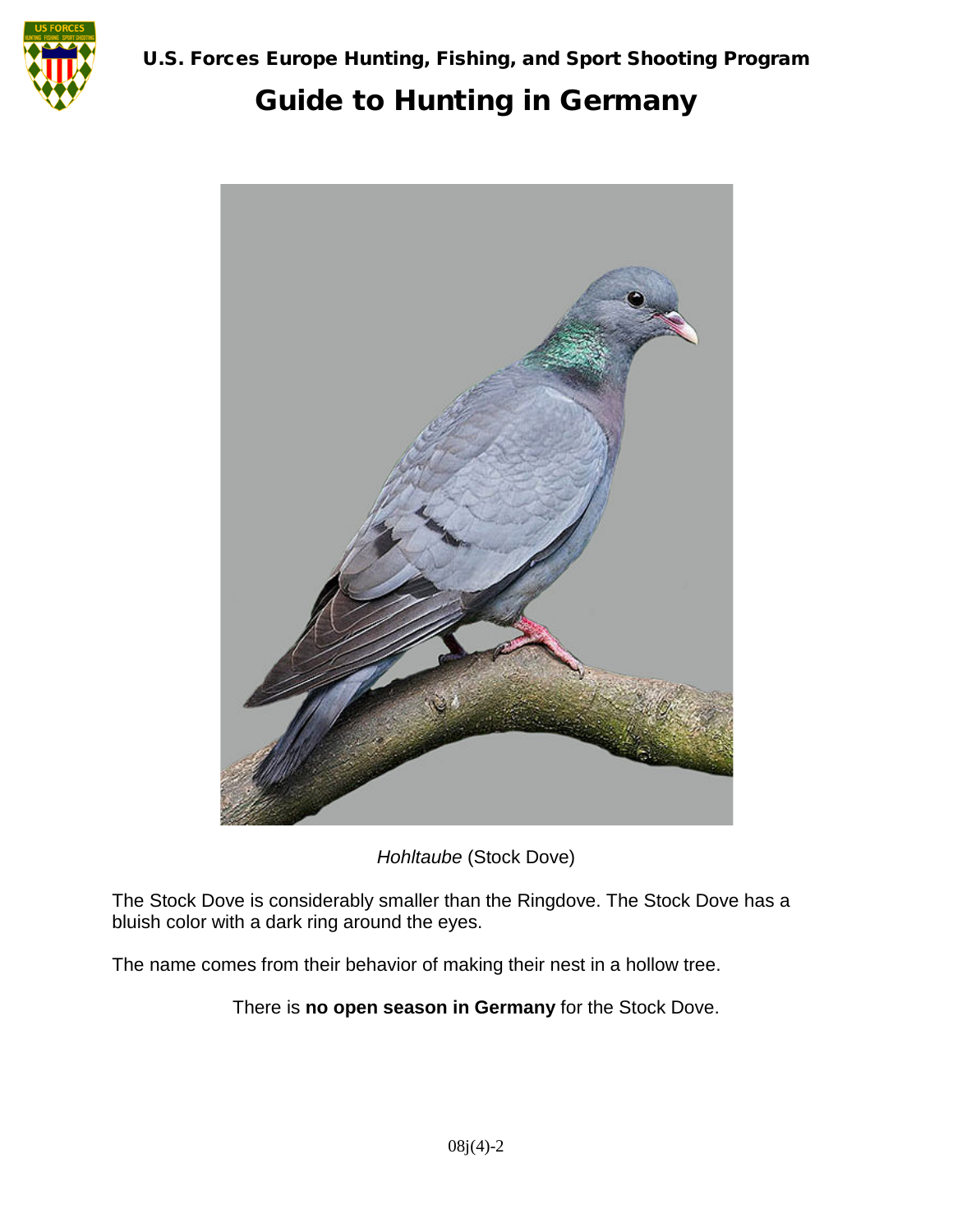*Hohltaube* (Stock Dove)

The Stock Dove is considerably smaller than the Ringdove. The Stock Dove has a bluish color with a dark ring around the eyes.

The name comes from their behavior of making their nest in a hollow tree.

There is **no open season in Germany** for the Stock Dove.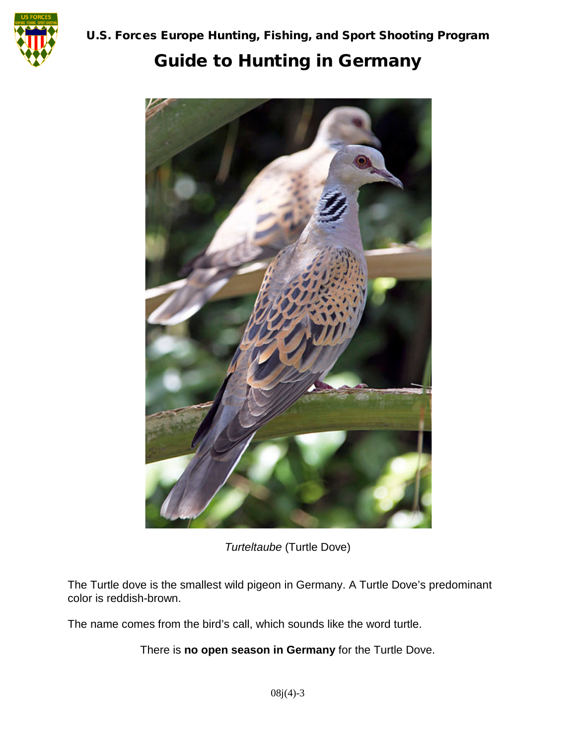U.S. Forces Europe Hunting, Fishing, and Sport Shooting Program

# Guide to Hunting in Germany

*Turteltaube* (Turtle Dove)

The Turtle dove is the smallest wild pigeon in Germany. A Turtle Dove's predominant color is reddish-brown.

The name comes from the bird's call, which sounds like the word turtle.

There is **no open season in Germany** for the Turtle Dove.

08j(4)-3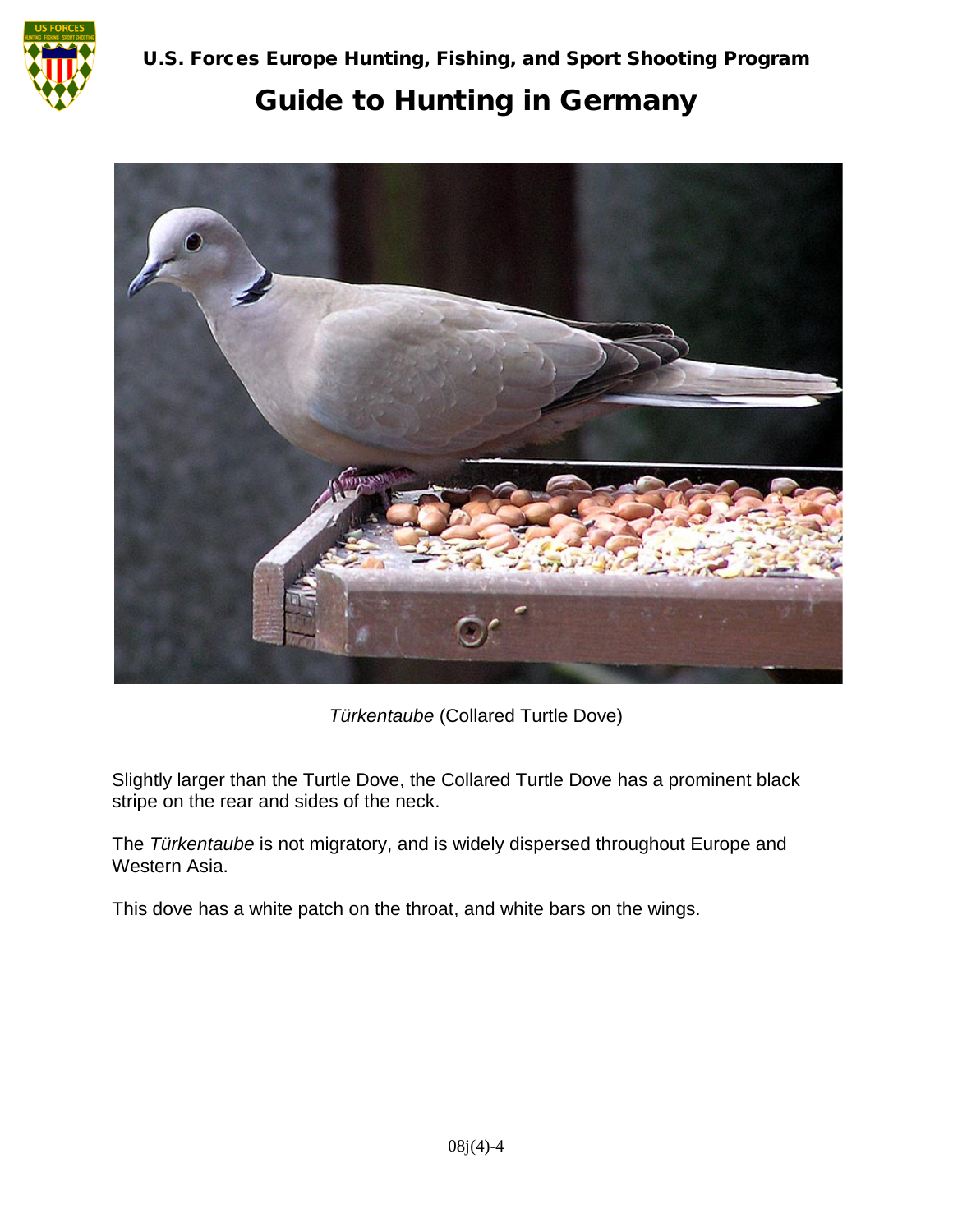*Türkentaube* (Collared Turtle Dove)

Slightly larger than the Turtle Dove, the Collared Turtle Dove has a prominent black stripe on the rear and sides of the neck.

The *Türkentaube* is not migratory, and is widely dispersed throughout Europe and Western Asia.

This dove has a white patch on the throat, and white bars on the wings.